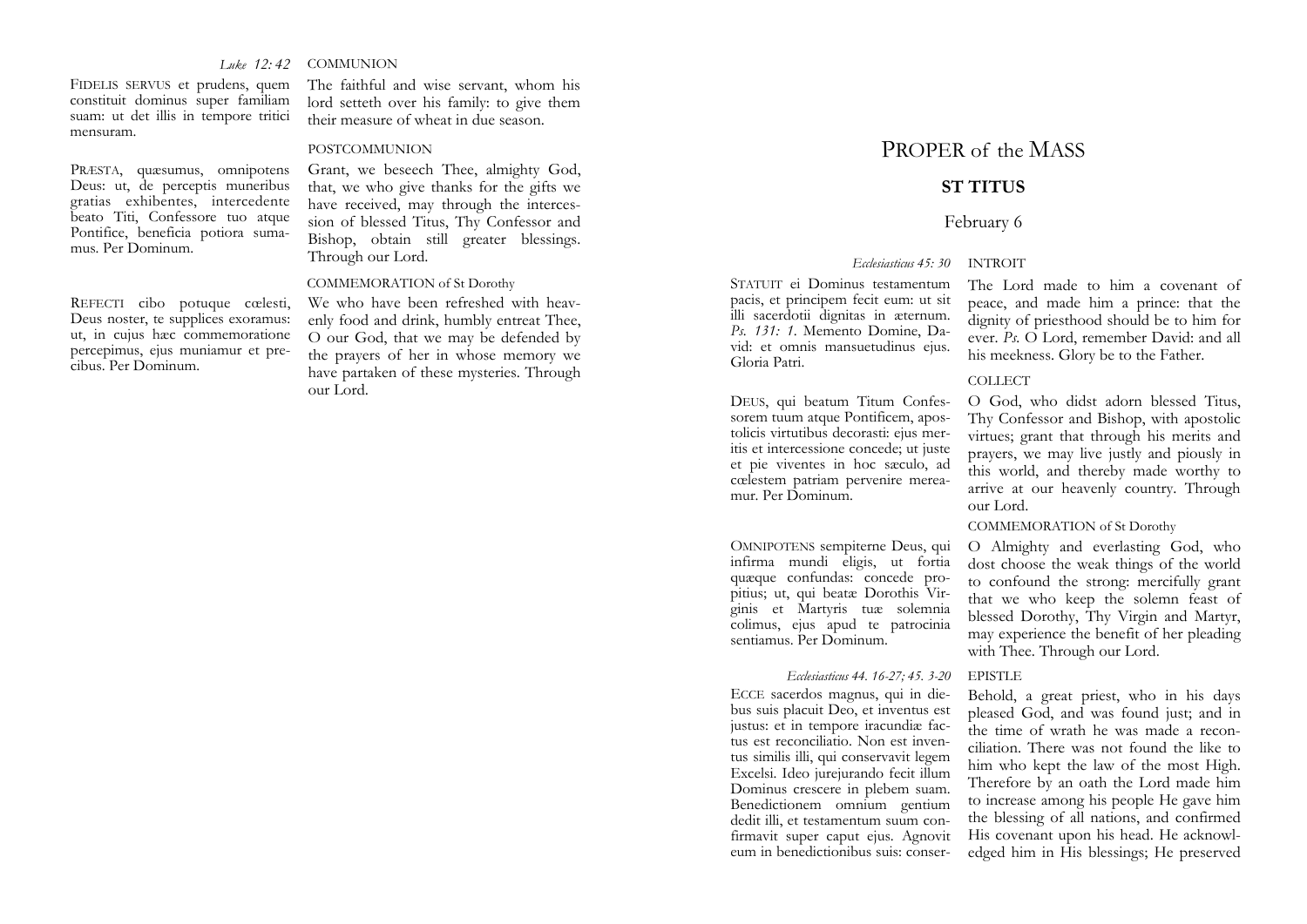*Luke 12: 42* COMMUNION

FIDELIS SERVUS et prudens, quem constituit dominus super familiam suam: ut det illis in tempore tritici mensuram.

The faithful and wise servant, whom his lord setteth over his family: to give them their measure of wheat in due season.

POSTCOMMUNION

PRÆSTA, quæsumus, omnipotens Deus: ut, de perceptis muneribus gratias exhibentes, intercedente beato Titi, Confessore tuo atque Pontifice, beneficia potiora sumamus. Per Dominum.

Grant, we beseech Thee, almighty God, that, we who give thanks for the gifts we have received, may through the intercession of blessed Titus, Thy Confessor and Bishop, obtain still greater blessings. Through our Lord.

COMMEMORATION of St Dorothy

REFECTI cibo potuque cœlesti, Deus noster, te supplices exoramus: ut, in cujus hæc commemoratione percepimus, ejus muniamur et precibus. Per Dominum.

We who have been refreshed with heavenly food and drink, humbly entreat Thee, O our God, that we may be defended by the prayers of her in whose memory we have partaken of these mysteries. Through our Lord.

# PROPER of the MASS

## ST TITUS

February 6

*Ecclesiasticus 45: 30* INTROIT

STATUIT ei Dominus testamentum pacis, et principem fecit eum: ut sit illi sacerdotii dignitas in æternum. *Ps. 131: 1.* Memento Domine, David: et omnis mansuetudinus ejus. Gloria Patri.

The Lord made to him a covenant of peace, and made him a prince: that the dignity of priesthood should be to him for ever. *Ps.* O Lord, remember David: and all his meekness. Glory be to the Father.

COLLECT

DEUS, qui beatum Titum Confessorem tuum atque Pontificem, apostolicis virtutibus decorasti: ejus meritis et intercessione concede; ut juste et pie viventes in hoc sæculo, ad cœlestem patriam pervenire mereamur. Per Dominum.

O God, who didst adorn blessed Titus, Thy Confessor and Bishop, with apostolic virtues; grant that through his merits and prayers, we may live justly and piously in this world, and thereby made worthy to arrive at our heavenly country. Through our Lord.

COMMEMORATION of St Dorothy

OMNIPOTENS sempiterne Deus, qui infirma mundi eligis, ut fortia quæque confundas: concede propitius; ut, qui beatæ Dorothis Virginis et Martyris tuæ solemnia colimus, ejus apud te patrocinia sentiamus. Per Dominum.

O Almighty and everlasting God, who dost choose the weak things of the world to confound the strong: mercifully grant that we who keep the solemn feast of blessed Dorothy, Thy Virgin and Martyr, may experience the benefit of her pleading with Thee. Through our Lord.

*Ecclesiasticus 44. 16-27; 45. 3-20* EPISTLE

ECCE sacerdos magnus, qui in diebus suis placuit Deo, et inventus est justus: et in tempore iracundiæ factus est reconciliatio. Non est inventus similis illi, qui conservavit legem Excelsi. Ideo jurejurando fecit illum Dominus crescere in plebem suam. Benedictionem omnium gentium dedit illi, et testamentum suum confirmavit super caput ejus. Agnovit eum in benedictionibus suis: conser-

Behold, a great priest, who in his days pleased God, and was found just; and in the time of wrath he was made a reconciliation. There was not found the like to him who kept the law of the most High. Therefore by an oath the Lord made him to increase among his people He gave him the blessing of all nations, and confirmed His covenant upon his head. He acknowledged him in His blessings; He preserved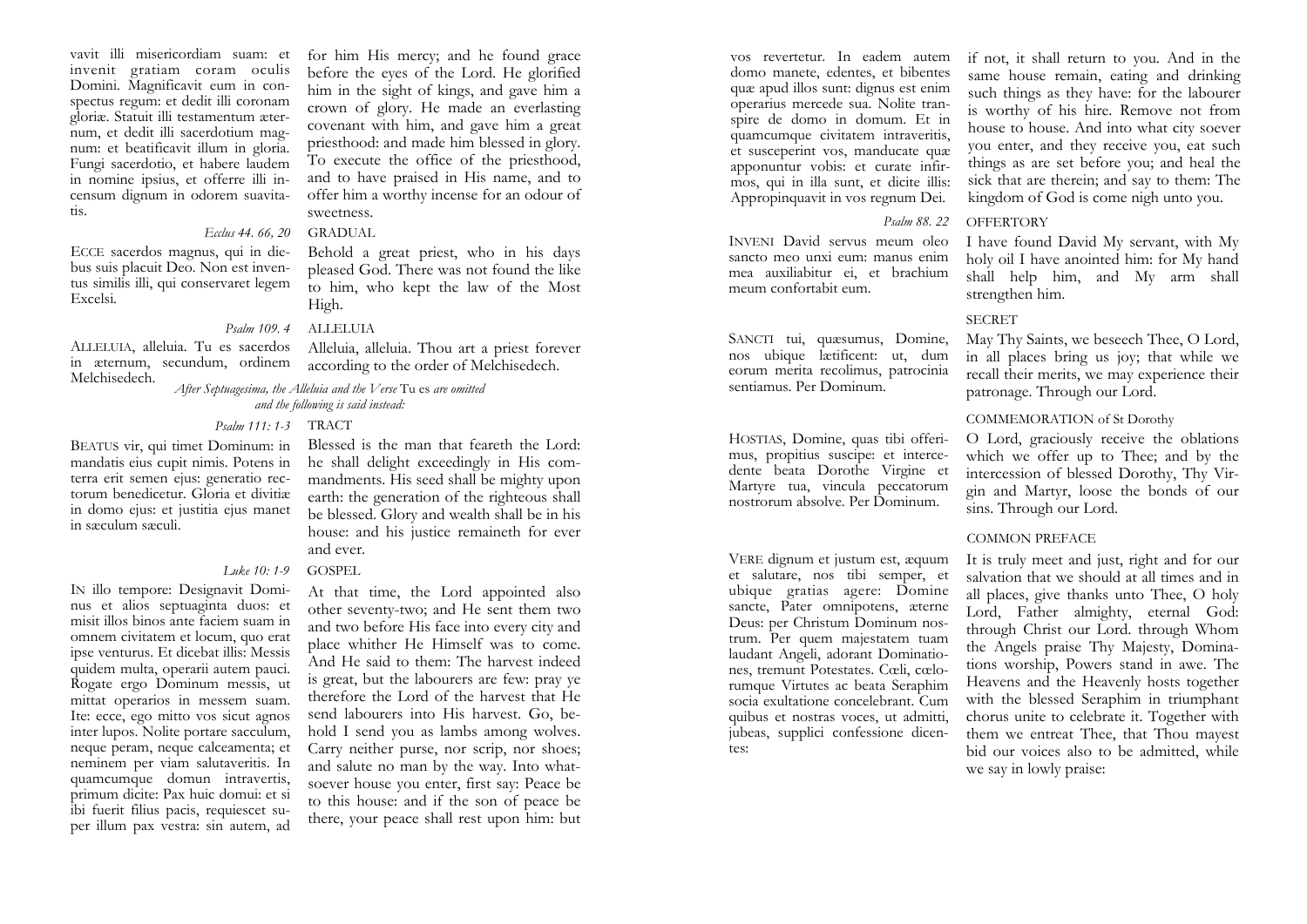vavit illi misericordiam suam: et invenit gratiam coram oculis Domini. Magnificavit eum in conspectus regum: et dedit illi coronam gloriæ. Statuit illi testamentum æternum, et dedit illi sacerdotium magnum: et beatificavit illum in gloria. Fungi sacerdotio, et habere laudem in nomine ipsius, et offerre illi incensum dignum in odorem suavitatis.

for him His mercy; and he found grace before the eyes of the Lord. He glorified him in the sight of kings, and gave him a crown of glory. He made an everlasting covenant with him, and gave him a great priesthood: and made him blessed in glory. To execute the office of the priesthood, and to have praised in His name, and to offer him a worthy incense for an odour of sweetness.

*Ecclus 44. 66, 20*

GRADUAL

ECCE sacerdos magnus, qui in diebus suis placuit Deo. Non est inventus similis illi, qui conservaret legem Excelsi.

Behold a great priest, who in his days pleased God. There was not found the like to him, who kept the law of the Most High.

*Psalm 109. 4*

ALLELUIA

ALLELUIA, alleluia. Tu es sacerdos in æternum, secundum, ordinem Melchisedech.

Alleluia, alleluia. Thou art a priest forever according to the order of Melchisedech.

*After Septuagesima, the Alleluia and the Verse* Tu es *are omitted and the following is said instead:*

*Psalm 111: 1-3*

TRACT

BEATUS vir, qui timet Dominum: in mandatis eius cupit nimis. Potens in terra erit semen ejus: generatio rectorum benedicetur. Gloria et divitiæ in domo ejus: et justitia ejus manet in sæculum sæculi.

Blessed is the man that feareth the Lord: he shall delight exceedingly in His commandments. His seed shall be mighty upon earth: the generation of the righteous shall be blessed. Glory and wealth shall be in his house: and his justice remaineth for ever and ever.

*Luke 10: 1-9*

GOSPEL

IN illo tempore: Designavit Dominus et alios septuaginta duos: et misit illos binos ante faciem suam in omnem civitatem et locum, quo erat ipse venturus. Et dicebat illis: Messis quidem multa, operarii autem pauci. Rogate ergo Dominum messis, ut mittat operarios in messem suam. Ite: ecce, ego mitto vos sicut agnos inter lupos. Nolite portare sacculum, neque peram, neque calceamenta; et neminem per viam salutaveritis. In quamcumque domun intravertis, primum dicite: Pax huic domui: et si ibi fuerit filius pacis, requiescet super illum pax vestra: sin autem, ad vos revertetur. In eadem autem domo manete, edentes, et bibentes quæ apud illos sunt: dignus est enim operarius mercede sua. Nolite transpire de domo in domum. Et in quamcumque civitatem intraveritis, et susceperint vos, manducate quæ apponuntur vobis: et curate infirmos, qui in illa sunt, et dicite illis: Appropinquavit in vos regnum Dei.

At that time, the Lord appointed also other seventy-two; and He sent them two and two before His face into every city and place whither He Himself was to come. And He said to them: The harvest indeed is great, but the labourers are few: pray ye therefore the Lord of the harvest that He send labourers into His harvest. Go, behold I send you as lambs among wolves. Carry neither purse, nor scrip, nor shoes; and salute no man by the way. Into whatsoever house you enter, first say: Peace be to this house: and if the son of peace be there, your peace shall rest upon him: but if not, it shall return to you. And in the same house remain, eating and drinking such things as they have: for the labourer is worthy of his hire. Remove not from house to house. And into what city soever you enter, and they receive you, eat such things as are set before you; and heal the sick that are therein; and say to them: The kingdom of God is come nigh unto you.

*Psalm 88. 22*

OFFERTORY

INVENI David servus meum oleo sancto meo unxi eum: manus enim mea auxiliabitur ei, et brachium meum confortabit eum.

I have found David My servant, with My holy oil I have anointed him: for My hand shall help him, and My arm shall strengthen him.

SECRET

SANCTI tui, quæsumus, Domine, nos ubique lætificent: ut, dum eorum merita recolimus, patrocinia sentiamus. Per Dominum.

May Thy Saints, we beseech Thee, O Lord, in all places bring us joy; that while we recall their merits, we may experience their patronage. Through our Lord.

COMMEMORATION of St Dorothy

HOSTIAS, Domine, quas tibi offerimus, propitius suscipe: et intercedente beata Dorothe Virgine et Martyre tua, vincula peccatorum nostrorum absolve. Per Dominum.

O Lord, graciously receive the oblations which we offer up to Thee; and by the intercession of blessed Dorothy, Thy Virgin and Martyr, loose the bonds of our sins. Through our Lord.

COMMON PREFACE

VERE dignum et justum est, æquum et salutare, nos tibi semper, et ubique gratias agere: Domine sancte, Pater omnipotens, æterne Deus: per Christum Dominum nostrum. Per quem majestatem tuam laudant Angeli, adorant Dominationes, tremunt Potestates. Cœli, cœlorumque Virtutes ac beata Seraphim socia exultatione concelebrant. Cum quibus et nostras voces, ut admitti, jubeas, supplici confessione dicentes:

It is truly meet and just, right and for our salvation that we should at all times and in all places, give thanks unto Thee, O holy Lord, Father almighty, eternal God: through Christ our Lord. through Whom the Angels praise Thy Majesty, Dominations worship, Powers stand in awe. The Heavens and the Heavenly hosts together with the blessed Seraphim in triumphant chorus unite to celebrate it. Together with them we entreat Thee, that Thou mayest bid our voices also to be admitted, while we say in lowly praise: